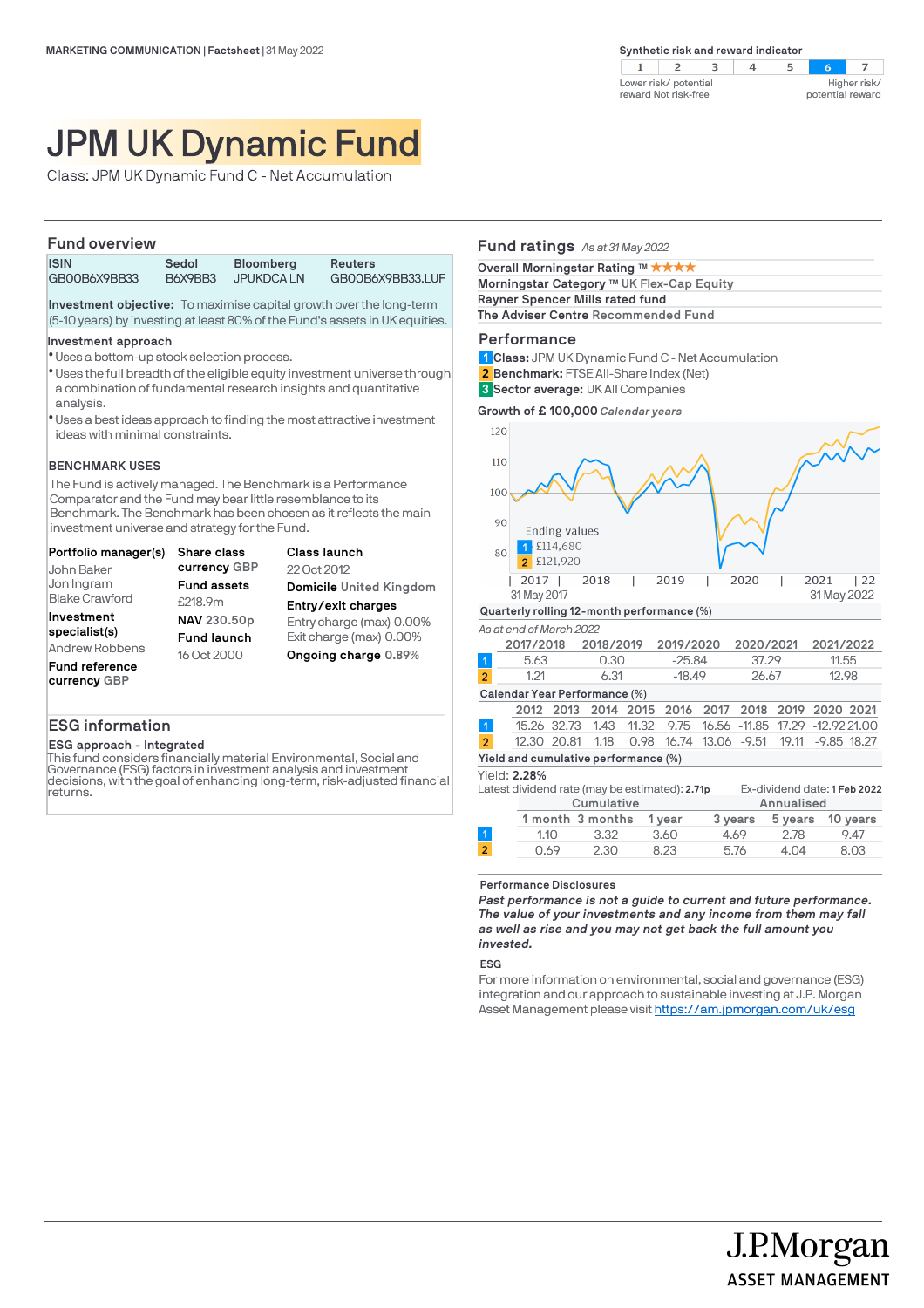MARKETING COMMUNICATION | Factsheet | 31 May 2022

Synthetic risk and reward indicator

| 1 | 2 | 3 | 4 | 5 | 6 | 7 |
|---|---|---|---|---|---|---|

Lower risk/ potential reward Not risk-free — Higher risk/ potential reward

# JPM UK Dynamic Fund

Class: JPM UK Dynamic Fund C - Net Accumulation

## Fund overview

| ISIN | Sedol | Bloomberg | Reuters |
|---|---|---|---|
| GB00B6X9BB33 | B6X9BB3 | JPUKDCA LN | GB00B6X9BB33.LUF |

**Investment objective:** To maximise capital growth over the long-term (5-10 years) by investing at least 80% of the Fund's assets in UK equities.

**Investment approach**

- Uses a bottom-up stock selection process.
- Uses the full breadth of the eligible equity investment universe through a combination of fundamental research insights and quantitative analysis.
- Uses a best ideas approach to finding the most attractive investment ideas with minimal constraints.

**BENCHMARK USES**

The Fund is actively managed. The Benchmark is a Performance Comparator and the Fund may bear little resemblance to its Benchmark. The Benchmark has been chosen as it reflects the main investment universe and strategy for the Fund.

**Portfolio manager(s)**
John Baker
Jon Ingram
Blake Crawford

**Investment specialist(s)**
Andrew Robbens

**Fund reference currency** GBP

**Share class currency** GBP

**Fund assets**
£218.9m

**NAV** 230.50p

**Fund launch**
16 Oct 2000

**Class launch**
22 Oct 2012

**Domicile** United Kingdom

**Entry/exit charges**
Entry charge (max) 0.00%
Exit charge (max) 0.00%

**Ongoing charge** 0.89%

## ESG information

**ESG approach - Integrated**

This fund considers financially material Environmental, Social and Governance (ESG) factors in investment analysis and investment decisions, with the goal of enhancing long-term, risk-adjusted financial returns.

## Fund ratings *As at 31 May 2022*

**Overall Morningstar Rating ™** ★★★★

**Morningstar Category ™** UK Flex-Cap Equity

**Rayner Spencer Mills rated fund**

**The Adviser Centre** Recommended Fund

## Performance

1 **Class:** JPM UK Dynamic Fund C - Net Accumulation

2 **Benchmark:** FTSE All-Share Index (Net)

3 **Sector average:** UK All Companies

**Growth of £ 100,000** *Calendar years*

120
110
100
90
80

Ending values
1 £114,680
2 £121,920

2017 | 2018 | 2019 | 2020 | 2021 | 22
31 May 2017 — 31 May 2022

**Quarterly rolling 12-month performance (%)**

*As at end of March 2022*

| | 2017/2018 | 2018/2019 | 2019/2020 | 2020/2021 | 2021/2022 |
|---|---|---|---|---|---|
| 1 | 5.63 | 0.30 | -25.84 | 37.29 | 11.55 |
| 2 | 1.21 | 6.31 | -18.49 | 26.67 | 12.98 |

**Calendar Year Performance (%)**

| | 2012 | 2013 | 2014 | 2015 | 2016 | 2017 | 2018 | 2019 | 2020 | 2021 |
|---|---|---|---|---|---|---|---|---|---|---|
| 1 | 15.26 | 32.73 | 1.43 | 11.32 | 9.75 | 16.56 | -11.85 | 17.29 | -12.92 | 21.00 |
| 2 | 12.30 | 20.81 | 1.18 | 0.98 | 16.74 | 13.06 | -9.51 | 19.11 | -9.85 | 18.27 |

**Yield and cumulative performance (%)**

Yield: **2.28%**

Latest dividend rate (may be estimated): **2.71p** — Ex-dividend date: **1 Feb 2022**

| | Cumulative | | | Annualised | | |
|---|---|---|---|---|---|---|
| | 1 month | 3 months | 1 year | 3 years | 5 years | 10 years |
| 1 | 1.10 | 3.32 | 3.60 | 4.69 | 2.78 | 9.47 |
| 2 | 0.69 | 2.30 | 8.23 | 5.76 | 4.04 | 8.03 |

**Performance Disclosures**

***Past performance is not a guide to current and future performance. The value of your investments and any income from them may fall as well as rise and you may not get back the full amount you invested.***

**ESG**

For more information on environmental, social and governance (ESG) integration and our approach to sustainable investing at J.P. Morgan Asset Management please visit https://am.jpmorgan.com/uk/esg

J.P.Morgan ASSET MANAGEMENT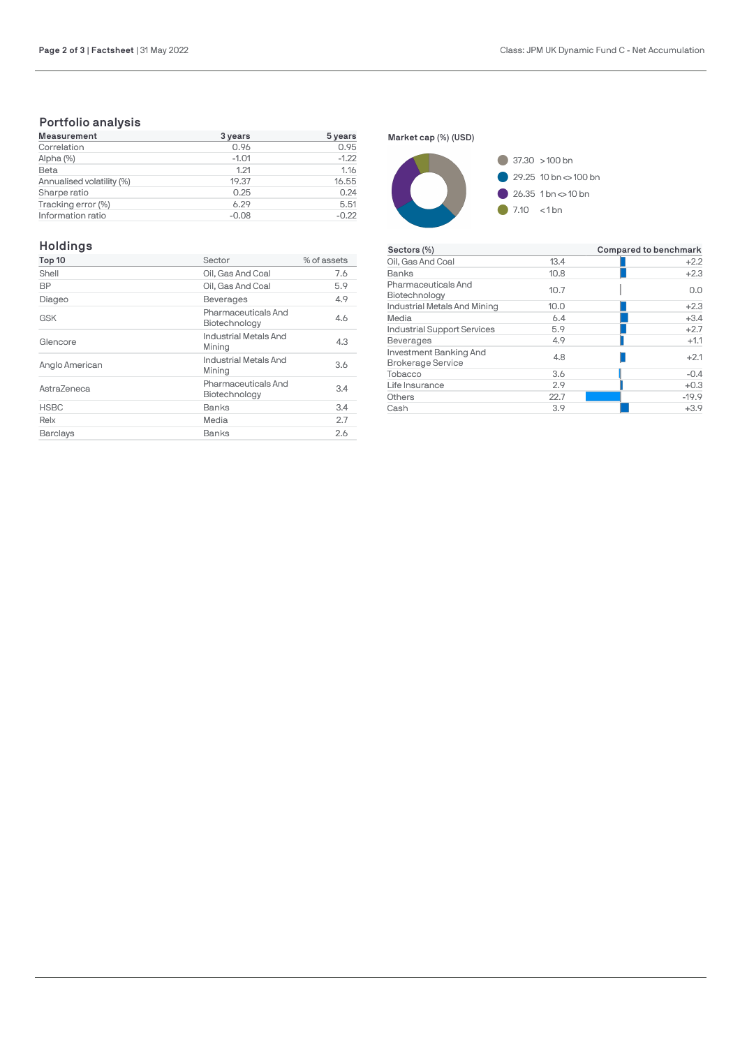## Portfolio analysis

| Measurement | 3 years | 5 years |
|---|---|---|
| Correlation | 0.96 | 0.95 |
| Alpha (%) | -1.01 | -1.22 |
| Beta | 1.21 | 1.16 |
| Annualised volatility (%) | 19.37 | 16.55 |
| Sharpe ratio | 0.25 | 0.24 |
| Tracking error (%) | 6.29 | 5.51 |
| Information ratio | -0.08 | -0.22 |

**Market cap (%) (USD)**

37.30 > 100 bn
29.25 10 bn <> 100 bn
26.35 1 bn <> 10 bn
7.10 < 1 bn

## Holdings

| Top 10 | Sector | % of assets |
|---|---|---|
| Shell | Oil, Gas And Coal | 7.6 |
| BP | Oil, Gas And Coal | 5.9 |
| Diageo | Beverages | 4.9 |
| GSK | Pharmaceuticals And Biotechnology | 4.6 |
| Glencore | Industrial Metals And Mining | 4.3 |
| Anglo American | Industrial Metals And Mining | 3.6 |
| AstraZeneca | Pharmaceuticals And Biotechnology | 3.4 |
| HSBC | Banks | 3.4 |
| Relx | Media | 2.7 |
| Barclays | Banks | 2.6 |

| Sectors (%) | | Compared to benchmark |
|---|---|---|
| Oil, Gas And Coal | 13.4 | +2.2 |
| Banks | 10.8 | +2.3 |
| Pharmaceuticals And Biotechnology | 10.7 | 0.0 |
| Industrial Metals And Mining | 10.0 | +2.3 |
| Media | 6.4 | +3.4 |
| Industrial Support Services | 5.9 | +2.7 |
| Beverages | 4.9 | +1.1 |
| Investment Banking And Brokerage Service | 4.8 | +2.1 |
| Tobacco | 3.6 | -0.4 |
| Life Insurance | 2.9 | +0.3 |
| Others | 22.7 | -19.9 |
| Cash | 3.9 | +3.9 |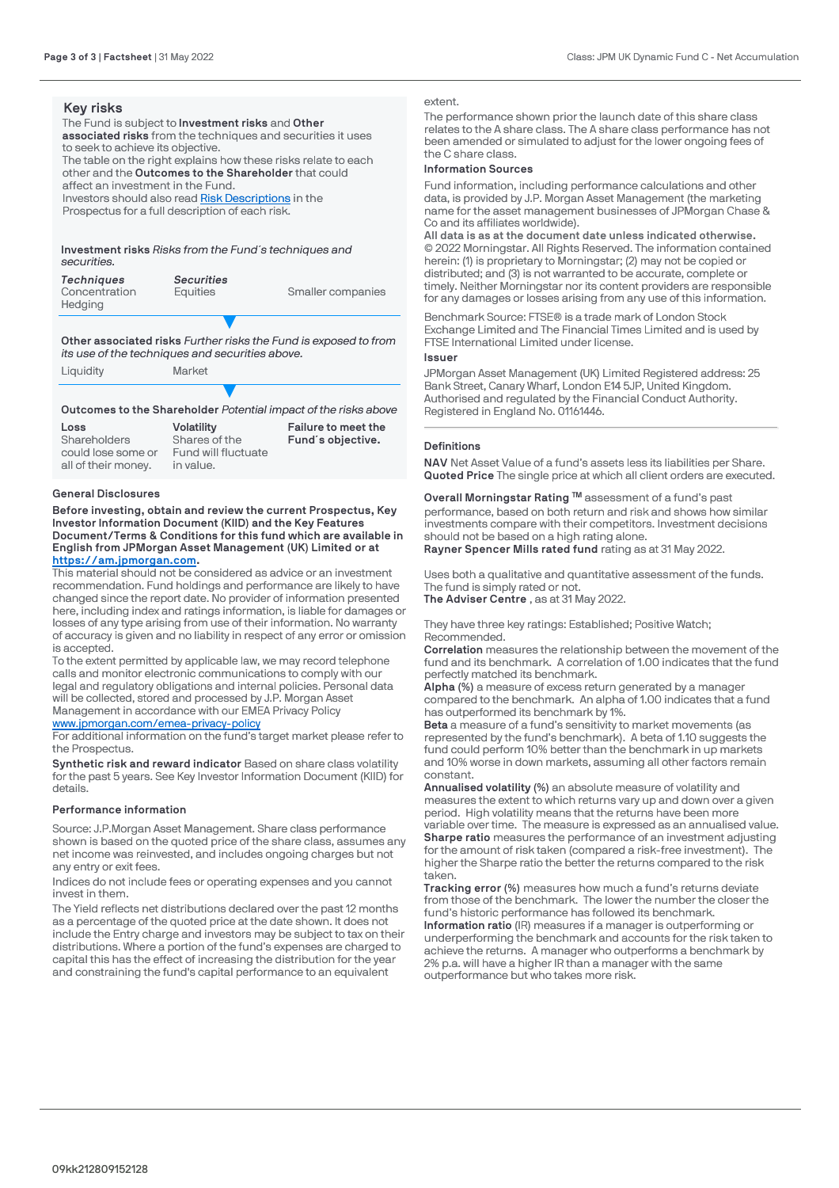## Key risks

The Fund is subject to **Investment risks** and **Other associated risks** from the techniques and securities it uses to seek to achieve its objective.

The table on the right explains how these risks relate to each other and the **Outcomes to the Shareholder** that could affect an investment in the Fund.

Investors should also read Risk Descriptions in the Prospectus for a full description of each risk.

**Investment risks** *Risks from the Fund´s techniques and securities.*

| *Techniques* | *Securities* | |
|---|---|---|
| Concentration | Equities | Smaller companies |
| Hedging | | |

**Other associated risks** *Further risks the Fund is exposed to from its use of the techniques and securities above.*

| | |
|---|---|
| Liquidity | Market |

**Outcomes to the Shareholder** *Potential impact of the risks above*

| **Loss** | **Volatility** | **Failure to meet the Fund´s objective.** |
|---|---|---|
| Shareholders could lose some or all of their money. | Shares of the Fund will fluctuate in value. | |

### General Disclosures

**Before investing, obtain and review the current Prospectus, Key Investor Information Document (KIID) and the Key Features Document/Terms & Conditions for this fund which are available in English from JPMorgan Asset Management (UK) Limited or at https://am.jpmorgan.com.**

This material should not be considered as advice or an investment recommendation. Fund holdings and performance are likely to have changed since the report date. No provider of information presented here, including index and ratings information, is liable for damages or losses of any type arising from use of their information. No warranty of accuracy is given and no liability in respect of any error or omission is accepted.

To the extent permitted by applicable law, we may record telephone calls and monitor electronic communications to comply with our legal and regulatory obligations and internal policies. Personal data will be collected, stored and processed by J.P. Morgan Asset Management in accordance with our EMEA Privacy Policy www.jpmorgan.com/emea-privacy-policy

For additional information on the fund's target market please refer to the Prospectus.

**Synthetic risk and reward indicator** Based on share class volatility for the past 5 years. See Key Investor Information Document (KIID) for details.

### Performance information

Source: J.P.Morgan Asset Management. Share class performance shown is based on the quoted price of the share class, assumes any net income was reinvested, and includes ongoing charges but not any entry or exit fees.

Indices do not include fees or operating expenses and you cannot invest in them.

The Yield reflects net distributions declared over the past 12 months as a percentage of the quoted price at the date shown. It does not include the Entry charge and investors may be subject to tax on their distributions. Where a portion of the fund's expenses are charged to capital this has the effect of increasing the distribution for the year and constraining the fund's capital performance to an equivalent extent.

The performance shown prior the launch date of this share class relates to the A share class. The A share class performance has not been amended or simulated to adjust for the lower ongoing fees of the C share class.

### Information Sources

Fund information, including performance calculations and other data, is provided by J.P. Morgan Asset Management (the marketing name for the asset management businesses of JPMorgan Chase & Co and its affiliates worldwide).

**All data is as at the document date unless indicated otherwise.**

© 2022 Morningstar. All Rights Reserved. The information contained herein: (1) is proprietary to Morningstar; (2) may not be copied or distributed; and (3) is not warranted to be accurate, complete or timely. Neither Morningstar nor its content providers are responsible for any damages or losses arising from any use of this information.

Benchmark Source: FTSE® is a trade mark of London Stock Exchange Limited and The Financial Times Limited and is used by FTSE International Limited under license.

### Issuer

JPMorgan Asset Management (UK) Limited Registered address: 25 Bank Street, Canary Wharf, London E14 5JP, United Kingdom. Authorised and regulated by the Financial Conduct Authority. Registered in England No. 01161446.

### Definitions

**NAV** Net Asset Value of a fund's assets less its liabilities per Share.
**Quoted Price** The single price at which all client orders are executed.

**Overall Morningstar Rating ™** assessment of a fund's past performance, based on both return and risk and shows how similar investments compare with their competitors. Investment decisions should not be based on a high rating alone.
**Rayner Spencer Mills rated fund** rating as at 31 May 2022.

Uses both a qualitative and quantitative assessment of the funds. The fund is simply rated or not.
**The Adviser Centre** , as at 31 May 2022.

They have three key ratings: Established; Positive Watch; Recommended.
**Correlation** measures the relationship between the movement of the fund and its benchmark. A correlation of 1.00 indicates that the fund perfectly matched its benchmark.
**Alpha (%)** a measure of excess return generated by a manager compared to the benchmark. An alpha of 1.00 indicates that a fund has outperformed its benchmark by 1%.
**Beta** a measure of a fund's sensitivity to market movements (as represented by the fund's benchmark). A beta of 1.10 suggests the fund could perform 10% better than the benchmark in up markets and 10% worse in down markets, assuming all other factors remain constant.
**Annualised volatility (%)** an absolute measure of volatility and measures the extent to which returns vary up and down over a given period. High volatility means that the returns have been more variable over time. The measure is expressed as an annualised value.
**Sharpe ratio** measures the performance of an investment adjusting for the amount of risk taken (compared a risk-free investment). The higher the Sharpe ratio the better the returns compared to the risk taken.
**Tracking error (%)** measures how much a fund's returns deviate from those of the benchmark. The lower the number the closer the fund's historic performance has followed its benchmark.
**Information ratio** (IR) measures if a manager is outperforming or underperforming the benchmark and accounts for the risk taken to achieve the returns. A manager who outperforms a benchmark by 2% p.a. will have a higher IR than a manager with the same outperformance but who takes more risk.

09kk212809152128